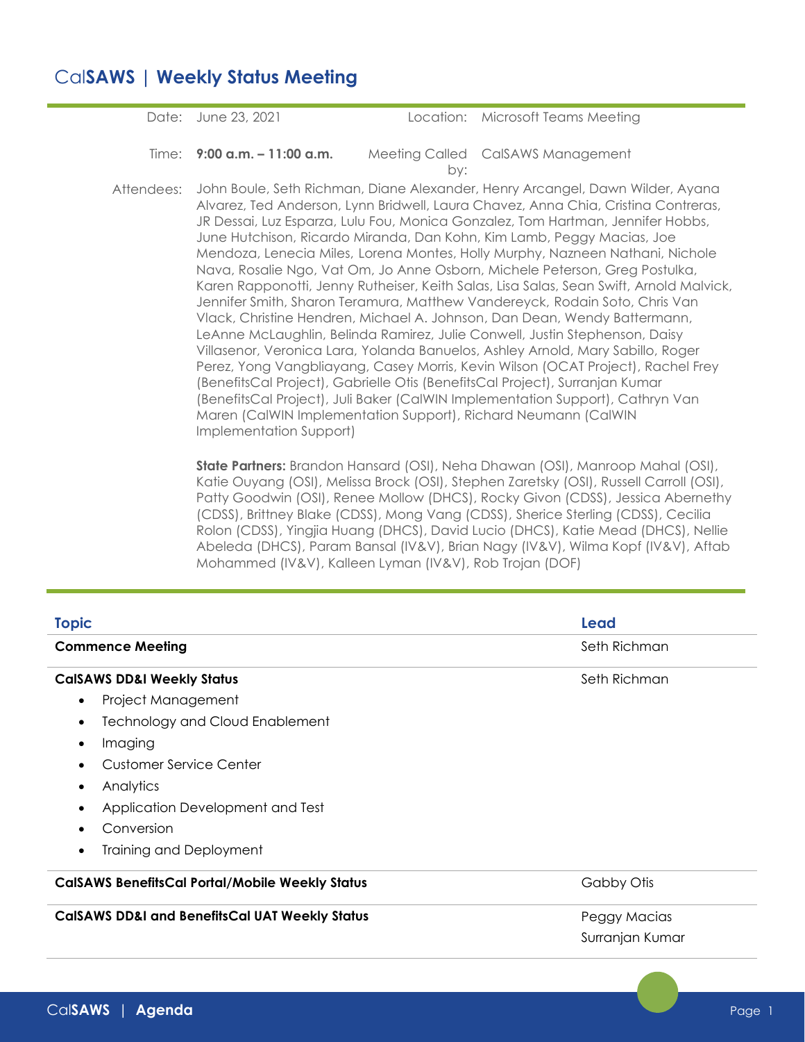# CalSAWS | Weekly Status Meeting

| | | | |
|---|---|---|---|
| Date: | June 23, 2021 | Location: | Microsoft Teams Meeting |
| Time: | **9:00 a.m. – 11:00 a.m.** | Meeting Called by: | CalSAWS Management |

Attendees: John Boule, Seth Richman, Diane Alexander, Henry Arcangel, Dawn Wilder, Ayana Alvarez, Ted Anderson, Lynn Bridwell, Laura Chavez, Anna Chia, Cristina Contreras, JR Dessai, Luz Esparza, Lulu Fou, Monica Gonzalez, Tom Hartman, Jennifer Hobbs, June Hutchison, Ricardo Miranda, Dan Kohn, Kim Lamb, Peggy Macias, Joe Mendoza, Lenecia Miles, Lorena Montes, Holly Murphy, Nazneen Nathani, Nichole Nava, Rosalie Ngo, Vat Om, Jo Anne Osborn, Michele Peterson, Greg Postulka, Karen Rapponotti, Jenny Rutheiser, Keith Salas, Lisa Salas, Sean Swift, Arnold Malvick, Jennifer Smith, Sharon Teramura, Matthew Vandereyck, Rodain Soto, Chris Van Vlack, Christine Hendren, Michael A. Johnson, Dan Dean, Wendy Battermann, LeAnne McLaughlin, Belinda Ramirez, Julie Conwell, Justin Stephenson, Daisy Villasenor, Veronica Lara, Yolanda Banuelos, Ashley Arnold, Mary Sabillo, Roger Perez, Yong Vangbliayang, Casey Morris, Kevin Wilson (OCAT Project), Rachel Frey (BenefitsCal Project), Gabrielle Otis (BenefitsCal Project), Surranjan Kumar (BenefitsCal Project), Juli Baker (CalWIN Implementation Support), Cathryn Van Maren (CalWIN Implementation Support), Richard Neumann (CalWIN Implementation Support)

**State Partners:** Brandon Hansard (OSI), Neha Dhawan (OSI), Manroop Mahal (OSI), Katie Ouyang (OSI), Melissa Brock (OSI), Stephen Zaretsky (OSI), Russell Carroll (OSI), Patty Goodwin (OSI), Renee Mollow (DHCS), Rocky Givon (CDSS), Jessica Abernethy (CDSS), Brittney Blake (CDSS), Mong Vang (CDSS), Sherice Sterling (CDSS), Cecilia Rolon (CDSS), Yingjia Huang (DHCS), David Lucio (DHCS), Katie Mead (DHCS), Nellie Abeleda (DHCS), Param Bansal (IV&V), Brian Nagy (IV&V), Wilma Kopf (IV&V), Aftab Mohammed (IV&V), Kalleen Lyman (IV&V), Rob Trojan (DOF)

| Topic | Lead |
|---|---|
| **Commence Meeting** | Seth Richman |
| **CalSAWS DD&I Weekly Status**<br>• Project Management<br>• Technology and Cloud Enablement<br>• Imaging<br>• Customer Service Center<br>• Analytics<br>• Application Development and Test<br>• Conversion<br>• Training and Deployment | Seth Richman |
| **CalSAWS BenefitsCal Portal/Mobile Weekly Status** | Gabby Otis |
| **CalSAWS DD&I and BenefitsCal UAT Weekly Status** | Peggy Macias<br>Surranjan Kumar |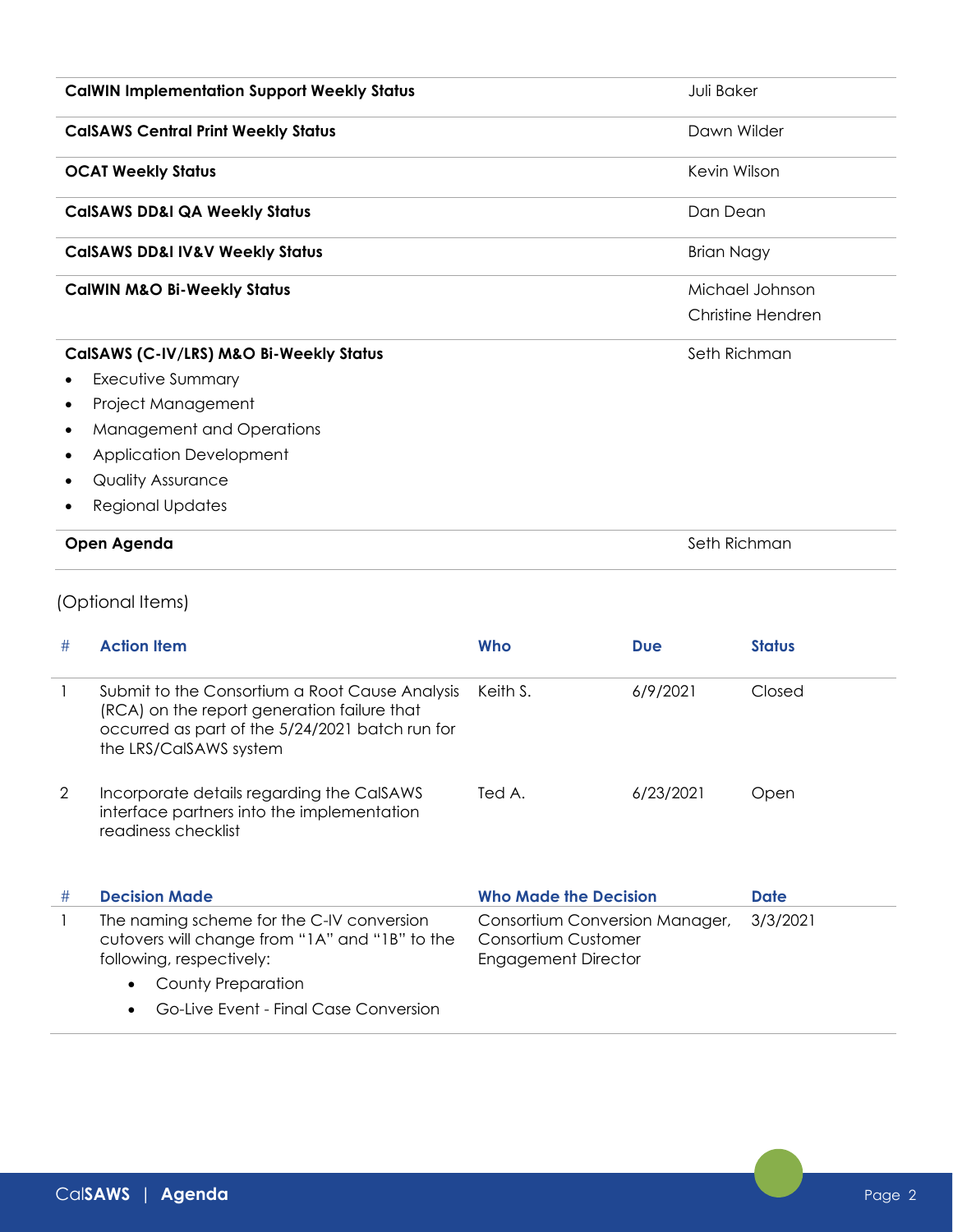| | |
|---|---|
| **CalWIN Implementation Support Weekly Status** | Juli Baker |
| **CalSAWS Central Print Weekly Status** | Dawn Wilder |
| **OCAT Weekly Status** | Kevin Wilson |
| **CalSAWS DD&I QA Weekly Status** | Dan Dean |
| **CalSAWS DD&I IV&V Weekly Status** | Brian Nagy |
| **CalWIN M&O Bi-Weekly Status** | Michael Johnson<br>Christine Hendren |
| **CalSAWS (C-IV/LRS) M&O Bi-Weekly Status**<br>• Executive Summary<br>• Project Management<br>• Management and Operations<br>• Application Development<br>• Quality Assurance<br>• Regional Updates | Seth Richman |
| **Open Agenda** | Seth Richman |

(Optional Items)

| # | Action Item | Who | Due | Status |
|---|---|---|---|---|
| 1 | Submit to the Consortium a Root Cause Analysis (RCA) on the report generation failure that occurred as part of the 5/24/2021 batch run for the LRS/CalSAWS system | Keith S. | 6/9/2021 | Closed |
| 2 | Incorporate details regarding the CalSAWS interface partners into the implementation readiness checklist | Ted A. | 6/23/2021 | Open |

| # | Decision Made | Who Made the Decision | Date |
|---|---|---|---|
| 1 | The naming scheme for the C-IV conversion cutovers will change from "1A" and "1B" to the following, respectively:<br>• County Preparation<br>• Go-Live Event - Final Case Conversion | Consortium Conversion Manager, Consortium Customer Engagement Director | 3/3/2021 |